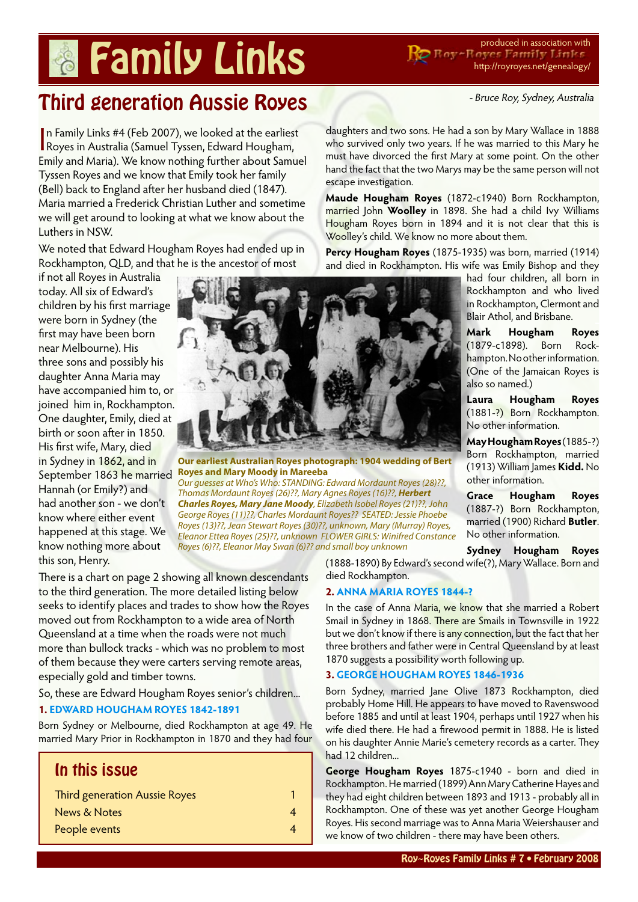# Family Links

produced in association with Roy~Royes Family Links http://royroyes.net/genealogy/

## Third generation Aussie Royes

*- Bruce Roy, Sydney, Australia*

In Family Links #4 (Feb 2007), we looked at the earliest Royes in Australia (Samuel Tyssen, Edward Hougham, Emily and Maria). We know nothing further about Samuel Tyssen Royes and we know that Emily took her family (Bell) back to England after her husband died (1847). Maria married a Frederick Christian Luther and sometime we will get around to looking at what we know about the Luthers in NSW.

We noted that Edward Hougham Royes had ended up in Rockhampton, QLD, and that he is the ancestor of most if not all Royes in Australia today. All six of Edward's children by his first marriage were born in Sydney (the first may have been born near Melbourne). His three sons and possibly his daughter Anna Maria may have accompanied him to, or joined him in, Rockhampton. One daughter, Emily, died at birth or soon after in 1850. His first wife, Mary, died in Sydney in 1862, and in September 1863 he married Hannah (or Emily?) and had another son - we don't know where either event happened at this stage. We know nothing more about this son, Henry.

**Our earliest Australian Royes photograph: 1904 wedding of Bert Royes and Mary Moody in Mareeba**
*Our guesses at Who's Who: STANDING: Edward Mordaunt Royes (28)??, Thomas Mordaunt Royes (26)??, Mary Agnes Royes (16)??, **Herbert Charles Royes, Mary Jane Moody**, Elizabeth Isobel Royes (21)??, John George Royes (11)??, Charles Mordaunt Royes?? SEATED: Jessie Phoebe Royes (13)??, Jean Stewart Royes (30)??, unknown, Mary (Murray) Royes, Eleanor Ettea Royes (25)??, unknown FLOWER GIRLS: Winifred Constance Royes (6)??, Eleanor May Swan (6)?? and small boy unknown*

There is a chart on page 2 showing all known descendants to the third generation. The more detailed listing below seeks to identify places and trades to show how the Royes moved out from Rockhampton to a wide area of North Queensland at a time when the roads were not much more than bullock tracks - which was no problem to most of them because they were carters serving remote areas, especially gold and timber towns.

So, these are Edward Hougham Royes senior's children...

### 1. EDWARD HOUGHAM ROYES 1842-1891

Born Sydney or Melbourne, died Rockhampton at age 49. He married Mary Prior in Rockhampton in 1870 and they had four daughters and two sons. He had a son by Mary Wallace in 1888 who survived only two years. If he was married to this Mary he must have divorced the first Mary at some point. On the other hand the fact that the two Marys may be the same person will not escape investigation.

**Maude Hougham Royes** (1872-c1940) Born Rockhampton, married John **Woolley** in 1898. She had a child Ivy Williams Hougham Royes born in 1894 and it is not clear that this is Woolley's child. We know no more about them.

**Percy Hougham Royes** (1875-1935) was born, married (1914) and died in Rockhampton. His wife was Emily Bishop and they had four children, all born in Rockhampton and who lived in Rockhampton, Clermont and Blair Athol, and Brisbane.

**Mark Hougham Royes** (1879-c1898). Born Rockhampton. No other information. (One of the Jamaican Royes is also so named.)

**Laura Hougham Royes** (1881-?) Born Rockhampton. No other information.

**May Hougham Royes** (1885-?) Born Rockhampton, married (1913) William James **Kidd.** No other information.

**Grace Hougham Royes** (1887-?) Born Rockhampton, married (1900) Richard **Butler**. No other information.

**Sydney Hougham Royes** (1888-1890) By Edward's second wife(?), Mary Wallace. Born and died Rockhampton.

### 2. ANNA MARIA ROYES 1844-?

In the case of Anna Maria, we know that she married a Robert Smail in Sydney in 1868. There are Smails in Townsville in 1922 but we don't know if there is any connection, but the fact that her three brothers and father were in Central Queensland by at least 1870 suggests a possibility worth following up.

### 3. GEORGE HOUGHAM ROYES 1846-1936

Born Sydney, married Jane Olive 1873 Rockhampton, died probably Home Hill. He appears to have moved to Ravenswood before 1885 and until at least 1904, perhaps until 1927 when his wife died there. He had a firewood permit in 1888. He is listed on his daughter Annie Marie's cemetery records as a carter. They had 12 children...

**George Hougham Royes** 1875-c1940 - born and died in Rockhampton. He married (1899) Ann Mary Catherine Hayes and they had eight children between 1893 and 1913 - probably all in Rockhampton. One of these was yet another George Hougham Royes. His second marriage was to Anna Maria Weiershauser and we know of two children - there may have been others.

## In this issue

| | |
|---|---|
| Third generation Aussie Royes | 1 |
| News & Notes | 4 |
| People events | 4 |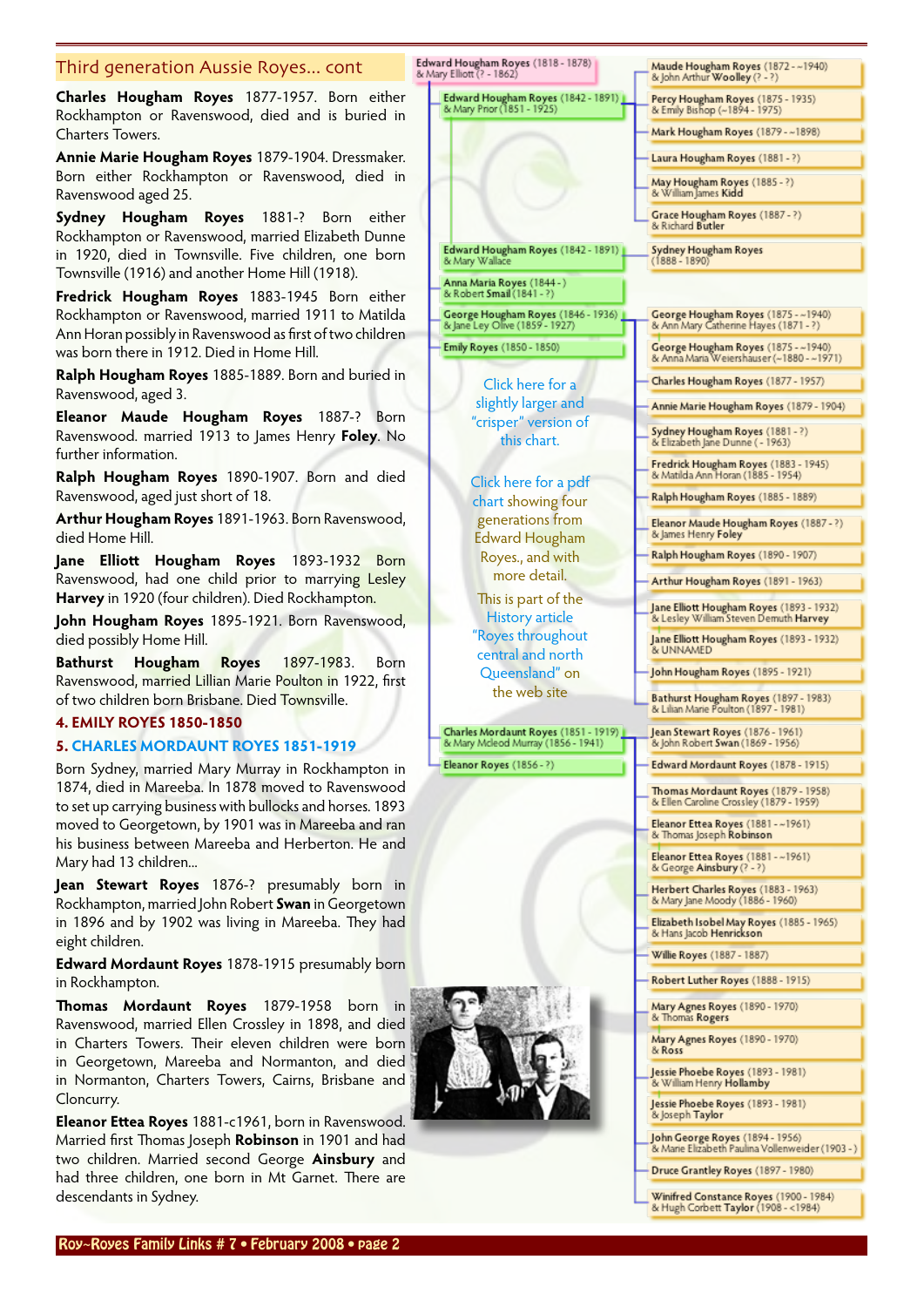## Third generation Aussie Royes... cont

**Charles Hougham Royes** 1877-1957. Born either Rockhampton or Ravenswood, died and is buried in Charters Towers.

**Annie Marie Hougham Royes** 1879-1904. Dressmaker. Born either Rockhampton or Ravenswood, died in Ravenswood aged 25.

**Sydney Hougham Royes** 1881-? Born either Rockhampton or Ravenswood, married Elizabeth Dunne in 1920, died in Townsville. Five children, one born Townsville (1916) and another Home Hill (1918).

**Fredrick Hougham Royes** 1883-1945 Born either Rockhampton or Ravenswood, married 1911 to Matilda Ann Horan possibly in Ravenswood as first of two children was born there in 1912. Died in Home Hill.

**Ralph Hougham Royes** 1885-1889. Born and buried in Ravenswood, aged 3.

**Eleanor Maude Hougham Royes** 1887-? Born Ravenswood. married 1913 to James Henry **Foley**. No further information.

**Ralph Hougham Royes** 1890-1907. Born and died Ravenswood, aged just short of 18.

**Arthur Hougham Royes** 1891-1963. Born Ravenswood, died Home Hill.

**Jane Elliott Hougham Royes** 1893-1932 Born Ravenswood, had one child prior to marrying Lesley **Harvey** in 1920 (four children). Died Rockhampton.

**John Hougham Royes** 1895-1921. Born Ravenswood, died possibly Home Hill.

**Bathurst Hougham Royes** 1897-1983. Born Ravenswood, married Lillian Marie Poulton in 1922, first of two children born Brisbane. Died Townsville.

### 4. EMILY ROYES 1850-1850

### 5. CHARLES MORDAUNT ROYES 1851-1919

Born Sydney, married Mary Murray in Rockhampton in 1874, died in Mareeba. In 1878 moved to Ravenswood to set up carrying business with bullocks and horses. 1893 moved to Georgetown, by 1901 was in Mareeba and ran his business between Mareeba and Herberton. He and Mary had 13 children...

**Jean Stewart Royes** 1876-? presumably born in Rockhampton, married John Robert **Swan** in Georgetown in 1896 and by 1902 was living in Mareeba. They had eight children.

**Edward Mordaunt Royes** 1878-1915 presumably born in Rockhampton.

**Thomas Mordaunt Royes** 1879-1958 born in Ravenswood, married Ellen Crossley in 1898, and died in Charters Towers. Their eleven children were born in Georgetown, Mareeba and Normanton, and died in Normanton, Charters Towers, Cairns, Brisbane and Cloncurry.

**Eleanor Ettea Royes** 1881-c1961, born in Ravenswood. Married first Thomas Joseph **Robinson** in 1901 and had two children. Married second George **Ainsbury** and had three children, one born in Mt Garnet. There are descendants in Sydney.

- Edward Hougham Royes (1818 - 1878) & Mary Elliott (? - 1862)
  - Edward Hougham Royes (1842 - 1891) & Mary Prior (1851 - 1925)
    - Maude Hougham Royes (1872 - ~1940) & John Arthur **Woolley** (? - ?)
    - Percy Hougham Royes (1875 - 1935) & Emily Bishop (~1894 - 1975)
    - Mark Hougham Royes (1879 - ~1898)
    - Laura Hougham Royes (1881 - ?)
    - May Hougham Royes (1885 - ?) & William James **Kidd**
    - Grace Hougham Royes (1887 - ?) & Richard **Butler**
  - Edward Hougham Royes (1842 - 1891) & Mary Wallace
    - Sydney Hougham Royes (1888 - 1890)
  - Anna Maria Royes (1844 - ) & Robert **Small** (1841 - ?)
  - George Hougham Royes (1846 - 1936) & Jane Ley Olive (1859 - 1927)
    - George Hougham Royes (1875 - ~1940) & Ann Mary Catherine Hayes (1871 - ?)
    - George Hougham Royes (1875 - ~1940) & Anna Maria Weiershauser (~1880 - ~1971)
    - Charles Hougham Royes (1877 - 1957)
    - Annie Marie Hougham Royes (1879 - 1904)
    - Sydney Hougham Royes (1881 - ?) & Elizabeth Jane Dunne ( - 1963)
    - Fredrick Hougham Royes (1883 - 1945) & Matilda Ann Horan (1885 - 1954)
    - Ralph Hougham Royes (1885 - 1889)
    - Eleanor Maude Hougham Royes (1887 - ?) & James Henry **Foley**
    - Ralph Hougham Royes (1890 - 1907)
    - Arthur Hougham Royes (1891 - 1963)
    - Jane Elliott Hougham Royes (1893 - 1932) & Lesley William Steven Demuth **Harvey**
    - Jane Elliott Hougham Royes (1893 - 1932) & UNNAMED
    - John Hougham Royes (1895 - 1921)
    - Bathurst Hougham Royes (1897 - 1983) & Lilian Marie Poulton (1897 - 1981)
  - Emily Royes (1850 - 1850)
  - Charles Mordaunt Royes (1851 - 1919) & Mary Mcleod Murray (1856 - 1941)
    - Jean Stewart Royes (1876 - 1961) & John Robert **Swan** (1869 - 1956)
    - Edward Mordaunt Royes (1878 - 1915)
    - Thomas Mordaunt Royes (1879 - 1958) & Ellen Caroline Crossley (1879 - 1959)
    - Eleanor Ettea Royes (1881 - ~1961) & Thomas Joseph **Robinson**
    - Eleanor Ettea Royes (1881 - ~1961) & George **Ainsbury** (? - ?)
    - Herbert Charles Royes (1883 - 1963) & Mary Jane Moody (1886 - 1960)
    - Elizabeth Isobel May Royes (1885 - 1965) & Hans Jacob **Henrickson**
    - Willie Royes (1887 - 1887)
    - Robert Luther Royes (1888 - 1915)
    - Mary Agnes Royes (1890 - 1970) & Thomas **Rogers**
    - Mary Agnes Royes (1890 - 1970) & **Ross**
    - Jessie Phoebe Royes (1893 - 1981) & William Henry **Hollamby**
    - Jessie Phoebe Royes (1893 - 1981) & Joseph **Taylor**
    - John George Royes (1894 - 1956) & Marie Elizabeth Paulina Vollenweider (1903 - )
    - Druce Grantley Royes (1897 - 1980)
    - Winifred Constance Royes (1900 - 1984) & Hugh Corbett **Taylor** (1908 - <1984)
  - Eleanor Royes (1856 - ?)

Click here for a slightly larger and "crisper" version of this chart.

Click here for a pdf chart showing four generations from Edward Hougham Royes., and with more detail.

This is part of the History article "Royes throughout central and north Queensland" on the web site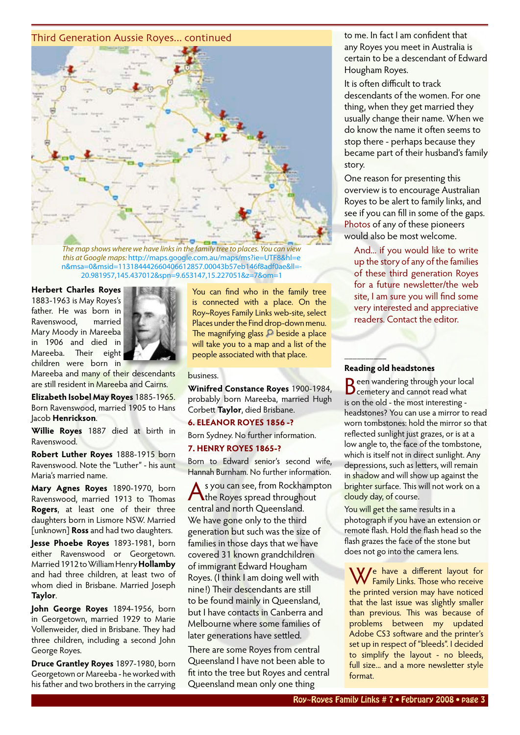## Third Generation Aussie Royes... continued

*The map shows where we have links in the family tree to places. You can view this at Google maps:* http://maps.google.com.au/maps/ms?ie=UTF8&hl=en&msa=0&msid=113184442660406612857.00043b57eb146f8adf0ae&ll=-20.981957,145.437012&spn=9.653147,15.227051&z=7&om=1

**Herbert Charles Royes** 1883-1963 is May Royes's father. He was born in Ravenswood, married Mary Moody in Mareeba in 1906 and died in Mareeba. Their eight children were born in Mareeba and many of their descendants are still resident in Mareeba and Cairns.

**Elizabeth Isobel May Royes** 1885-1965. Born Ravenswood, married 1905 to Hans Jacob **Henrickson**.

**Willie Royes** 1887 died at birth in Ravenswood.

**Robert Luther Royes** 1888-1915 born Ravenswood. Note the "Luther" - his aunt Maria's married name.

**Mary Agnes Royes** 1890-1970, born Ravenswood, married 1913 to Thomas **Rogers**, at least one of their three daughters born in Lismore NSW. Married [unknown] **Ross** and had two daughters.

**Jesse Phoebe Royes** 1893-1981, born either Ravenswood or Georgetown. Married 1912 to William Henry **Hollamby** and had three children, at least two of whom died in Brisbane. Married Joseph **Taylor**.

**John George Royes** 1894-1956, born in Georgetown, married 1929 to Marie Vollenweider, died in Brisbane. They had three children, including a second John George Royes.

**Druce Grantley Royes** 1897-1980, born Georgetown or Mareeba - he worked with his father and two brothers in the carrying business.

> You can find who in the family tree is connected with a place. On the Roy~Royes Family Links web-site, select Places under the Find drop-down menu. The magnifying glass beside a place will take you to a map and a list of the people associated with that place.

**Winifred Constance Royes** 1900-1984, probably born Mareeba, married Hugh Corbett **Taylor**, died Brisbane.

### 6. ELEANOR ROYES 1856 -?

Born Sydney. No further information.

### 7. HENRY ROYES 1865-?

Born to Edward senior's second wife, Hannah Burnham. No further information.

As you can see, from Rockhampton the Royes spread throughout central and north Queensland. We have gone only to the third generation but such was the size of families in those days that we have covered 31 known grandchildren of immigrant Edward Hougham Royes. (I think I am doing well with nine!) Their descendants are still to be found mainly in Queensland, but I have contacts in Canberra and Melbourne where some families of later generations have settled.

There are some Royes from central Queensland I have not been able to fit into the tree but Royes and central Queensland mean only one thing to me. In fact I am confident that any Royes you meet in Australia is certain to be a descendant of Edward Hougham Royes.

It is often difficult to track descendants of the women. For one thing, when they get married they usually change their name. When we do know the name it often seems to stop there - perhaps because they became part of their husband's family story.

One reason for presenting this overview is to encourage Australian Royes to be alert to family links, and see if you can fill in some of the gaps. Photos of any of these pioneers would also be most welcome.

And... if you would like to write up the story of any of the families of these third generation Royes for a future newsletter/the web site, I am sure you will find some very interested and appreciative readers. Contact the editor.

---

### Reading old headstones

Been wandering through your local cemetery and cannot read what is on the old - the most interesting - headstones? You can use a mirror to read worn tombstones: hold the mirror so that reflected sunlight just grazes, or is at a low angle to, the face of the tombstone, which is itself not in direct sunlight. Any depressions, such as letters, will remain in shadow and will show up against the brighter surface. This will not work on a cloudy day, of course.

You will get the same results in a photograph if you have an extension or remote flash. Hold the flash head so the flash grazes the face of the stone but does not go into the camera lens.

> We have a different layout for Family Links. Those who receive the printed version may have noticed that the last issue was slightly smaller than previous. This was because of problems between my updated Adobe CS3 software and the printer's set up in respect of "bleeds". I decided to simplify the layout - no bleeds, full size... and a more newsletter style format.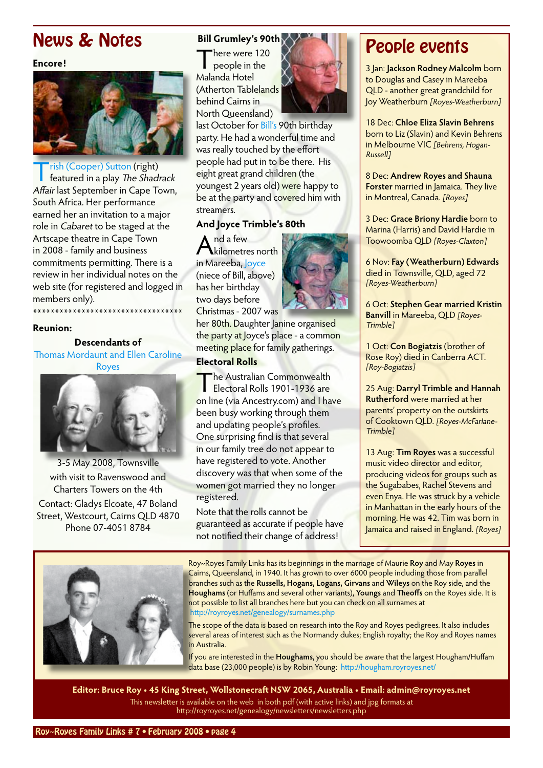# News & Notes

## Encore!

Trish (Cooper) Sutton (right) featured in a play *The Shadrack Affair* last September in Cape Town, South Africa. Her performance earned her an invitation to a major role in *Cabaret* to be staged at the Artscape theatre in Cape Town in 2008 - family and business commitments permitting. There is a review in her individual notes on the web site (for registered and logged in members only).

***********************************

## Reunion:

**Descendants of**

Thomas Mordaunt and Ellen Caroline Royes

3-5 May 2008, Townsville
with visit to Ravenswood and Charters Towers on the 4th

Contact: Gladys Elcoate, 47 Boland Street, Westcourt, Cairns QLD 4870
Phone 07-4051 8784

## Bill Grumley's 90th

There were 120 people in the Malanda Hotel (Atherton Tablelands behind Cairns in North Queensland) last October for Bill's 90th birthday party. He had a wonderful time and was really touched by the effort people had put in to be there. His eight great grand children (the youngest 2 years old) were happy to be at the party and covered him with streamers.

## And Joyce Trimble's 80th

And a few kilometres north in Mareeba, Joyce (niece of Bill, above) has her birthday two days before Christmas - 2007 was her 80th. Daughter Janine organised the party at Joyce's place - a common meeting place for family gatherings.

## Electoral Rolls

The Australian Commonwealth Electoral Rolls 1901-1936 are on line (via Ancestry.com) and I have been busy working through them and updating people's profiles. One surprising find is that several in our family tree do not appear to have registered to vote. Another discovery was that when some of the women got married they no longer registered.

Note that the rolls cannot be guaranteed as accurate if people have not notified their change of address!

# People events

3 Jan: **Jackson Rodney Malcolm** born to Douglas and Casey in Mareeba QLD - another great grandchild for Joy Weatherburn *[Royes-Weatherburn]*

18 Dec: **Chloe Eliza Slavin Behrens** born to Liz (Slavin) and Kevin Behrens in Melbourne VIC *[Behrens, Hogan-Russell]*

8 Dec: **Andrew Royes and Shauna Forster** married in Jamaica. They live in Montreal, Canada. *[Royes]*

3 Dec: **Grace Briony Hardie** born to Marina (Harris) and David Hardie in Toowoomba QLD *[Royes-Claxton]*

6 Nov: **Fay (Weatherburn) Edwards** died in Townsville, QLD, aged 72 *[Royes-Weatherburn]*

6 Oct: **Stephen Gear married Kristin Banvill** in Mareeba, QLD *[Royes-Trimble]*

1 Oct: **Con Bogiatzis** (brother of Rose Roy) died in Canberra ACT. *[Roy-Bogiatzis]*

25 Aug: **Darryl Trimble and Hannah Rutherford** were married at her parents' property on the outskirts of Cooktown QLD. *[Royes-McFarlane-Trimble]*

13 Aug: **Tim Royes** was a successful music video director and editor, producing videos for groups such as the Sugababes, Rachel Stevens and even Enya. He was struck by a vehicle in Manhattan in the early hours of the morning. He was 42. Tim was born in Jamaica and raised in England. *[Royes]*

---

Roy~Royes Family Links has its beginnings in the marriage of Maurie **Roy** and May **Royes** in Cairns, Queensland, in 1940. It has grown to over 6000 people including those from parallel branches such as the **Russells, Hogans, Logans, Girvans** and **Wileys** on the Roy side, and the **Houghams** (or Huffams and several other variants), **Youngs** and **Theoffs** on the Royes side. It is not possible to list all branches here but you can check on all surnames at http://royroyes.net/genealogy/surnames.php

The scope of the data is based on research into the Roy and Royes pedigrees. It also includes several areas of interest such as the Normandy dukes; English royalty; the Roy and Royes names in Australia.

If you are interested in the **Houghams**, you should be aware that the largest Hougham/Huffam data base (23,000 people) is by Robin Young: http://hougham.royroyes.net/

**Editor: Bruce Roy • 45 King Street, Wollstonecraft NSW 2065, Australia • Email: admin@royroyes.net**

This newsletter is available on the web in both pdf (with active links) and jpg formats at http://royroyes.net/genealogy/newsletters/newsletters.php